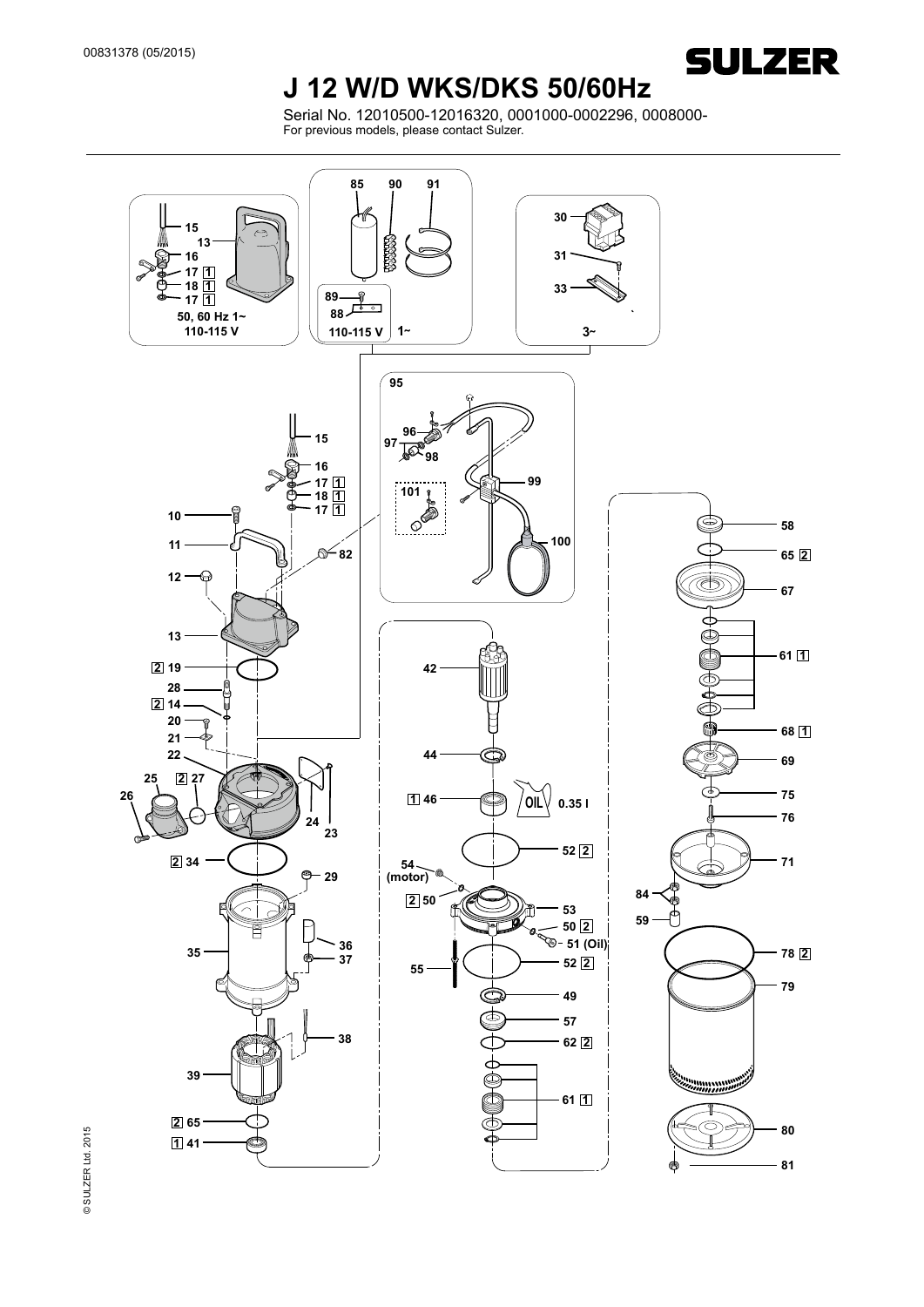00831378 (05/2015)

SULZER

# J 12 W/D WKS/DKS 50/60Hz

Serial No. 12010500-12016320, 0001000-0002296, 0008000-
For previous models, please contact Sulzer.

15
13
16
17 1
18 1
17 1
50, 60 Hz 1~
110-115 V

85 90 91
89
88
110-115 V 1~

30
31
33
3~

95
96
97
98
99
101
100

15
16
17 1
18 1
17 1
10
11
82
12
13
2 19
28
2 14
20
21
22
25
2 27
26
24
23
2 34
29
35
36
37
38
39
2 65
1 41

42
44
1 46
OIL 0.35 l
52 2
54 (motor)
2 50
53
50 2
51 (Oil)
55
52 2
49
57
62 2
61 1

58
65 2
67
61 1
68 1
69
75
76
71
84
59
78 2
79
80
81

© SULZER Ltd. 2015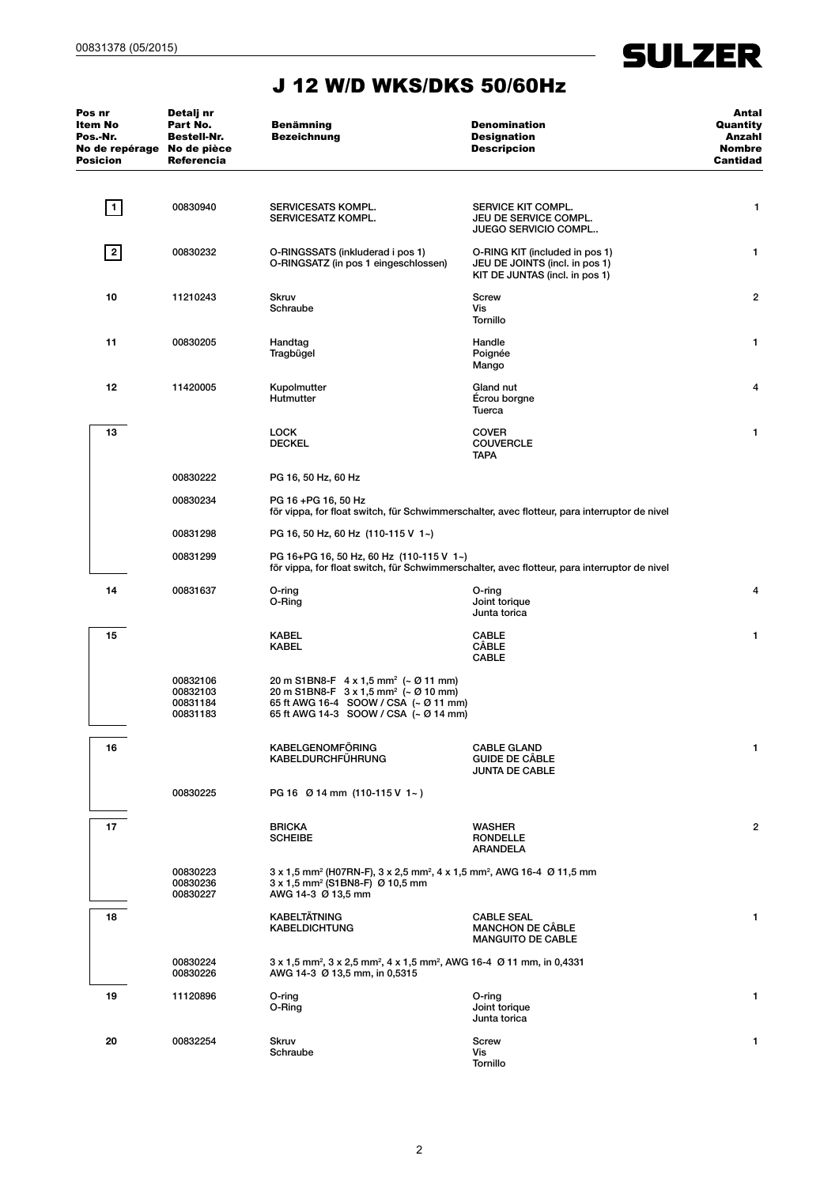# J 12 W/D WKS/DKS 50/60Hz

| Pos nr<br>Item No<br>Pos.-Nr.<br>No de repérage<br>Posicion | Detalj nr<br>Part No.<br>Bestell-Nr.<br>No de pièce<br>Referencia | Benämning<br>Bezeichnung | Denomination<br>Designation<br>Descripcion | Antal<br>Quantity<br>Anzahl<br>Nombre<br>Cantidad |
|---|---|---|---|---|
| 1 | 00830940 | SERVICESATS KOMPL.<br>SERVICESATZ KOMPL. | SERVICE KIT COMPL.<br>JEU DE SERVICE COMPL.<br>JUEGO SERVICIO COMPL.. | 1 |
| 2 | 00830232 | O-RINGSSATS (inkluderad i pos 1)<br>O-RINGSATZ (in pos 1 eingeschlossen) | O-RING KIT (included in pos 1)<br>JEU DE JOINTS (incl. in pos 1)<br>KIT DE JUNTAS (incl. in pos 1) | 1 |
| 10 | 11210243 | Skruv<br>Schraube | Screw<br>Vis<br>Tornillo | 2 |
| 11 | 00830205 | Handtag<br>Tragbügel | Handle<br>Poignée<br>Mango | 1 |
| 12 | 11420005 | Kupolmutter<br>Hutmutter | Gland nut<br>Écrou borgne<br>Tuerca | 4 |
| 13 | | LOCK<br>DECKEL | COVER<br>COUVERCLE<br>TAPA | 1 |
| | 00830222 | PG 16, 50 Hz, 60 Hz | | |
| | 00830234 | PG 16 +PG 16, 50 Hz<br>för vippa, for float switch, für Schwimmerschalter, avec flotteur, para interruptor de nivel | | |
| | 00831298 | PG 16, 50 Hz, 60 Hz (110-115 V 1~) | | |
| | 00831299 | PG 16+PG 16, 50 Hz, 60 Hz (110-115 V 1~)<br>för vippa, for float switch, für Schwimmerschalter, avec flotteur, para interruptor de nivel | | |
| 14 | 00831637 | O-ring<br>O-Ring | O-ring<br>Joint torique<br>Junta torica | 4 |
| 15 | | KABEL<br>KABEL | CABLE<br>CÂBLE<br>CABLE | 1 |
| | 00832106<br>00832103<br>00831184<br>00831183 | 20 m S1BN8-F 4 x 1,5 mm² (~ Ø 11 mm)<br>20 m S1BN8-F 3 x 1,5 mm² (~ Ø 10 mm)<br>65 ft AWG 16-4 SOOW / CSA (~ Ø 11 mm)<br>65 ft AWG 14-3 SOOW / CSA (~ Ø 14 mm) | | |
| 16 | | KABELGENOMFÖRING<br>KABELDURCHFÜHRUNG | CABLE GLAND<br>GUIDE DE CÂBLE<br>JUNTA DE CABLE | 1 |
| | 00830225 | PG 16 Ø 14 mm (110-115 V 1~ ) | | |
| 17 | | BRICKA<br>SCHEIBE | WASHER<br>RONDELLE<br>ARANDELA | 2 |
| | 00830223<br>00830236<br>00830227 | 3 x 1,5 mm² (H07RN-F), 3 x 2,5 mm², 4 x 1,5 mm², AWG 16-4 Ø 11,5 mm<br>3 x 1,5 mm² (S1BN8-F) Ø 10,5 mm<br>AWG 14-3 Ø 13,5 mm | | |
| 18 | | KABELTÄTNING<br>KABELDICHTUNG | CABLE SEAL<br>MANCHON DE CÂBLE<br>MANGUITO DE CABLE | 1 |
| | 00830224<br>00830226 | 3 x 1,5 mm², 3 x 2,5 mm², 4 x 1,5 mm², AWG 16-4 Ø 11 mm, in 0,4331<br>AWG 14-3 Ø 13,5 mm, in 0,5315 | | |
| 19 | 11120896 | O-ring<br>O-Ring | O-ring<br>Joint torique<br>Junta torica | 1 |
| 20 | 00832254 | Skruv<br>Schraube | Screw<br>Vis<br>Tornillo | 1 |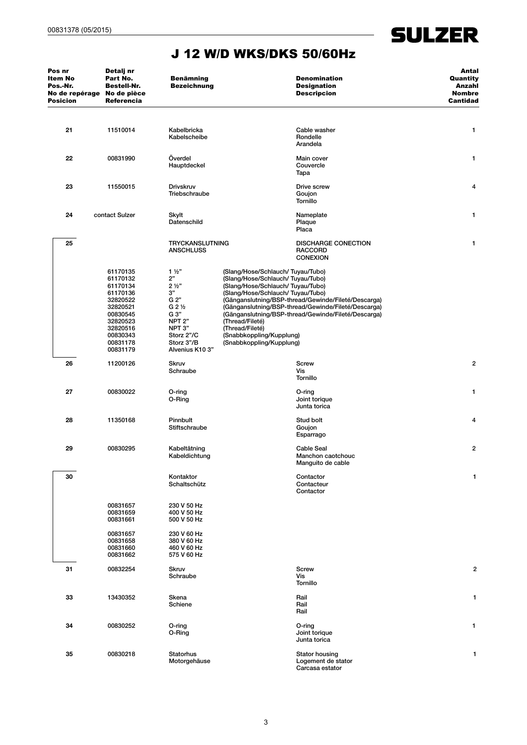# J 12 W/D WKS/DKS 50/60Hz

| Pos nr<br>Item No<br>Pos.-Nr.<br>No de repérage<br>Posicion | Detalj nr<br>Part No.<br>Bestell-Nr.<br>No de pièce<br>Referencia | Benämning<br>Bezeichnung | | Denomination<br>Designation<br>Descripcion | Antal<br>Quantity<br>Anzahl<br>Nombre<br>Cantidad |
|---|---|---|---|---|---|
| 21 | 11510014 | Kabelbricka<br>Kabelscheibe | | Cable washer<br>Rondelle<br>Arandela | 1 |
| 22 | 00831990 | Överdel<br>Hauptdeckel | | Main cover<br>Couvercle<br>Tapa | 1 |
| 23 | 11550015 | Drivskruv<br>Triebschraube | | Drive screw<br>Goujon<br>Tornillo | 4 |
| 24 | contact Sulzer | Skylt<br>Datenschild | | Nameplate<br>Plaque<br>Placa | 1 |
| 25 | | TRYCKANSLUTNING<br>ANSCHLUSS | | DISCHARGE CONECTION<br>RACCORD<br>CONEXION | 1 |
| | 61170135 | 1 ½" | (Slang/Hose/Schlauch/ Tuyau/Tubo) | | |
| | 61170132 | 2" | (Slang/Hose/Schlauch/ Tuyau/Tubo) | | |
| | 61170134 | 2 ½" | (Slang/Hose/Schlauch/ Tuyau/Tubo) | | |
| | 61170136 | 3" | (Slang/Hose/Schlauch/ Tuyau/Tubo) | | |
| | 32820522 | G 2" | (Gänganslutning/BSP-thread/Gewinde/Fileté/Descarga) | | |
| | 32820521 | G 2 ½ | (Gänganslutning/BSP-thread/Gewinde/Fileté/Descarga) | | |
| | 00830545 | G 3" | (Gänganslutning/BSP-thread/Gewinde/Fileté/Descarga) | | |
| | 32820523 | NPT 2" | (Thread/Fileté) | | |
| | 32820516 | NPT 3" | (Thread/Fileté) | | |
| | 00830343 | Storz 2"/C | (Snabbkoppling/Kupplung) | | |
| | 00831178 | Storz 3"/B | (Snabbkoppling/Kupplung) | | |
| | 00831179 | Alvenius K10 3" | | | |
| 26 | 11200126 | Skruv<br>Schraube | | Screw<br>Vis<br>Tornillo | 2 |
| 27 | 00830022 | O-ring<br>O-Ring | | O-ring<br>Joint torique<br>Junta torica | 1 |
| 28 | 11350168 | Pinnbult<br>Stiftschraube | | Stud bolt<br>Goujon<br>Esparrago | 4 |
| 29 | 00830295 | Kabeltätning<br>Kabeldichtung | | Cable Seal<br>Manchon caotchouc<br>Manguito de cable | 2 |
| 30 | | Kontaktor<br>Schaltschütz | | Contactor<br>Contacteur<br>Contactor | 1 |
| | 00831657 | 230 V 50 Hz | | | |
| | 00831659 | 400 V 50 Hz | | | |
| | 00831661 | 500 V 50 Hz | | | |
| | 00831657 | 230 V 60 Hz | | | |
| | 00831658 | 380 V 60 Hz | | | |
| | 00831660 | 460 V 60 Hz | | | |
| | 00831662 | 575 V 60 Hz | | | |
| 31 | 00832254 | Skruv<br>Schraube | | Screw<br>Vis<br>Tornillo | 2 |
| 33 | 13430352 | Skena<br>Schiene | | Rail<br>Rail<br>Rail | 1 |
| 34 | 00830252 | O-ring<br>O-Ring | | O-ring<br>Joint torique<br>Junta torica | 1 |
| 35 | 00830218 | Statorhus<br>Motorgehäuse | | Stator housing<br>Logement de stator<br>Carcasa estator | 1 |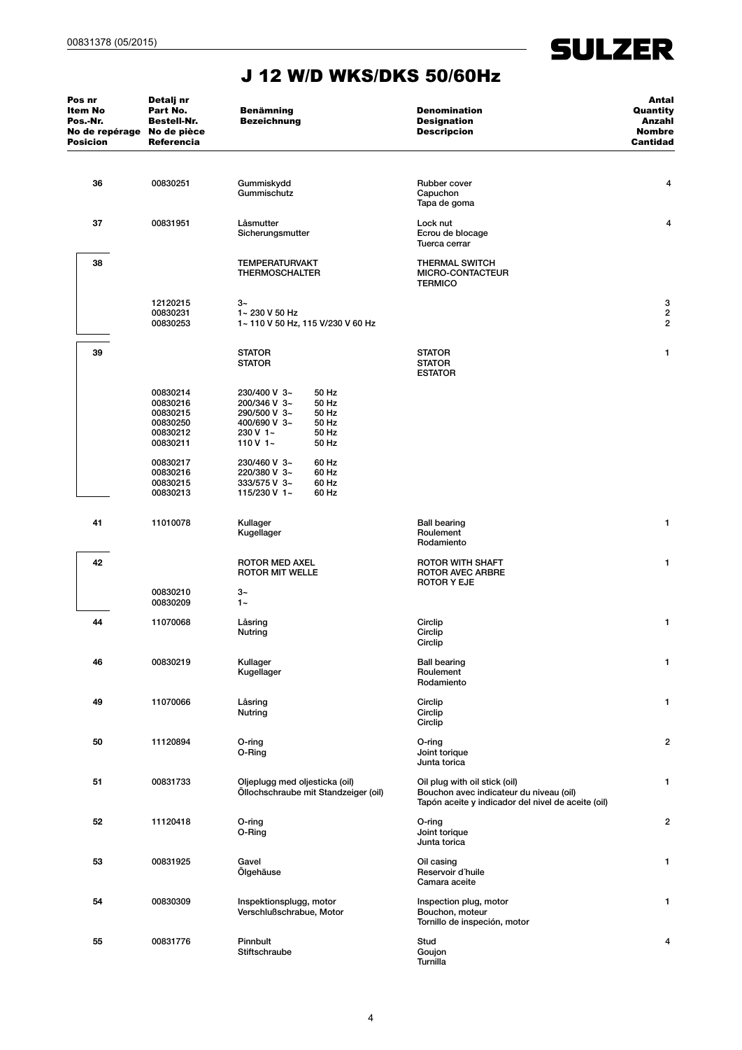# J 12 W/D WKS/DKS 50/60Hz

| Pos nr<br>Item No<br>Pos.-Nr.<br>No de repérage<br>Posicion | Detalj nr<br>Part No.<br>Bestell-Nr.<br>No de pièce<br>Referencia | Benämning<br>Bezeichnung | Denomination<br>Designation<br>Descripcion | Antal<br>Quantity<br>Anzahl<br>Nombre<br>Cantidad |
|---|---|---|---|---|
| 36 | 00830251 | Gummiskydd<br>Gummischutz | Rubber cover<br>Capuchon<br>Tapa de goma | 4 |
| 37 | 00831951 | Låsmutter<br>Sicherungsmutter | Lock nut<br>Ecrou de blocage<br>Tuerca cerrar | 4 |
| 38 | | TEMPERATURVAKT<br>THERMOSCHALTER | THERMAL SWITCH<br>MICRO-CONTACTEUR<br>TERMICO | |
| | 12120215 | 3~ | | 3 |
| | 00830231 | 1~ 230 V 50 Hz | | 2 |
| | 00830253 | 1~ 110 V 50 Hz, 115 V/230 V 60 Hz | | 2 |
| 39 | | STATOR<br>STATOR | STATOR<br>STATOR<br>ESTATOR | 1 |
| | 00830214 | 230/400 V 3~ 50 Hz | | |
| | 00830216 | 200/346 V 3~ 50 Hz | | |
| | 00830215 | 290/500 V 3~ 50 Hz | | |
| | 00830250 | 400/690 V 3~ 50 Hz | | |
| | 00830212 | 230 V 1~ 50 Hz | | |
| | 00830211 | 110 V 1~ 50 Hz | | |
| | 00830217 | 230/460 V 3~ 60 Hz | | |
| | 00830216 | 220/380 V 3~ 60 Hz | | |
| | 00830215 | 333/575 V 3~ 60 Hz | | |
| | 00830213 | 115/230 V 1~ 60 Hz | | |
| 41 | 11010078 | Kullager<br>Kugellager | Ball bearing<br>Roulement<br>Rodamiento | 1 |
| 42 | | ROTOR MED AXEL<br>ROTOR MIT WELLE | ROTOR WITH SHAFT<br>ROTOR AVEC ARBRE<br>ROTOR Y EJE | 1 |
| | 00830210 | 3~ | | |
| | 00830209 | 1~ | | |
| 44 | 11070068 | Låsring<br>Nutring | Circlip<br>Circlip<br>Circlip | 1 |
| 46 | 00830219 | Kullager<br>Kugellager | Ball bearing<br>Roulement<br>Rodamiento | 1 |
| 49 | 11070066 | Låsring<br>Nutring | Circlip<br>Circlip<br>Circlip | 1 |
| 50 | 11120894 | O-ring<br>O-Ring | O-ring<br>Joint torique<br>Junta torica | 2 |
| 51 | 00831733 | Oljeplugg med oljesticka (oil)<br>Öllochschraube mit Standzeiger (oil) | Oil plug with oil stick (oil)<br>Bouchon avec indicateur du niveau (oil)<br>Tapón aceite y indicador del nivel de aceite (oil) | 1 |
| 52 | 11120418 | O-ring<br>O-Ring | O-ring<br>Joint torique<br>Junta torica | 2 |
| 53 | 00831925 | Gavel<br>Ölgehäuse | Oil casing<br>Reservoir d´huile<br>Camara aceite | 1 |
| 54 | 00830309 | Inspektionsplugg, motor<br>Verschlußschrabue, Motor | Inspection plug, motor<br>Bouchon, moteur<br>Tornillo de inspeción, motor | 1 |
| 55 | 00831776 | Pinnbult<br>Stiftschraube | Stud<br>Goujon<br>Turnilla | 4 |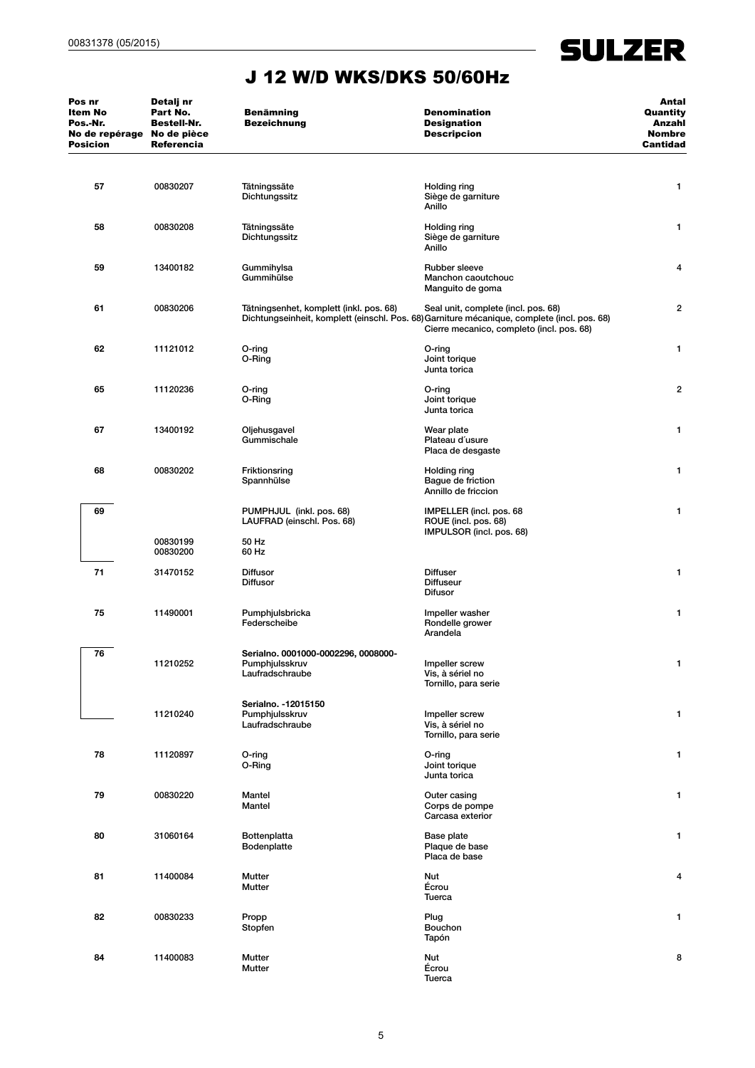# J 12 W/D WKS/DKS 50/60Hz

| Pos nr<br>Item No<br>Pos.-Nr.<br>No de repérage<br>Posicion | Detalj nr<br>Part No.<br>Bestell-Nr.<br>No de pièce<br>Referencia | Benämning<br>Bezeichnung | Denomination<br>Designation<br>Descripcion | Antal<br>Quantity<br>Anzahl<br>Nombre<br>Cantidad |
|---|---|---|---|---|
| 57 | 00830207 | Tätningssäte<br>Dichtungssitz | Holding ring<br>Siège de garniture<br>Anillo | 1 |
| 58 | 00830208 | Tätningssäte<br>Dichtungssitz | Holding ring<br>Siège de garniture<br>Anillo | 1 |
| 59 | 13400182 | Gummihylsa<br>Gummihülse | Rubber sleeve<br>Manchon caoutchouc<br>Manguito de goma | 4 |
| 61 | 00830206 | Tätningsenhet, komplett (inkl. pos. 68)<br>Dichtungseinheit, komplett (einschl. Pos. 68) | Seal unit, complete (incl. pos. 68)<br>Garniture mécanique, complete (incl. pos. 68)<br>Cierre mecanico, completo (incl. pos. 68) | 2 |
| 62 | 11121012 | O-ring<br>O-Ring | O-ring<br>Joint torique<br>Junta torica | 1 |
| 65 | 11120236 | O-ring<br>O-Ring | O-ring<br>Joint torique<br>Junta torica | 2 |
| 67 | 13400192 | Oljehusgavel<br>Gummischale | Wear plate<br>Plateau d´usure<br>Placa de desgaste | 1 |
| 68 | 00830202 | Friktionsring<br>Spannhülse | Holding ring<br>Bague de friction<br>Annillo de friccion | 1 |
| 69 | | PUMPHJUL (inkl. pos. 68)<br>LAUFRAD (einschl. Pos. 68) | IMPELLER (incl. pos. 68<br>ROUE (incl. pos. 68)<br>IMPULSOR (incl. pos. 68) | 1 |
| | 00830199<br>00830200 | 50 Hz<br>60 Hz | | |
| 71 | 31470152 | Diffusor<br>Diffusor | Diffuser<br>Diffuseur<br>Difusor | 1 |
| 75 | 11490001 | Pumphjulsbricka<br>Federscheibe | Impeller washer<br>Rondelle grower<br>Arandela | 1 |
| 76 | | **Serialno. 0001000-0002296, 0008000-** | | |
| | 11210252 | Pumphjulsskruv<br>Laufradschraube | Impeller screw<br>Vis, à sériel no<br>Tornillo, para serie | 1 |
| | | **Serialno. -12015150** | | |
| | 11210240 | Pumphjulsskruv<br>Laufradschraube | Impeller screw<br>Vis, à sériel no<br>Tornillo, para serie | 1 |
| 78 | 11120897 | O-ring<br>O-Ring | O-ring<br>Joint torique<br>Junta torica | 1 |
| 79 | 00830220 | Mantel<br>Mantel | Outer casing<br>Corps de pompe<br>Carcasa exterior | 1 |
| 80 | 31060164 | Bottenplatta<br>Bodenplatte | Base plate<br>Plaque de base<br>Placa de base | 1 |
| 81 | 11400084 | Mutter<br>Mutter | Nut<br>Écrou<br>Tuerca | 4 |
| 82 | 00830233 | Propp<br>Stopfen | Plug<br>Bouchon<br>Tapón | 1 |
| 84 | 11400083 | Mutter<br>Mutter | Nut<br>Écrou<br>Tuerca | 8 |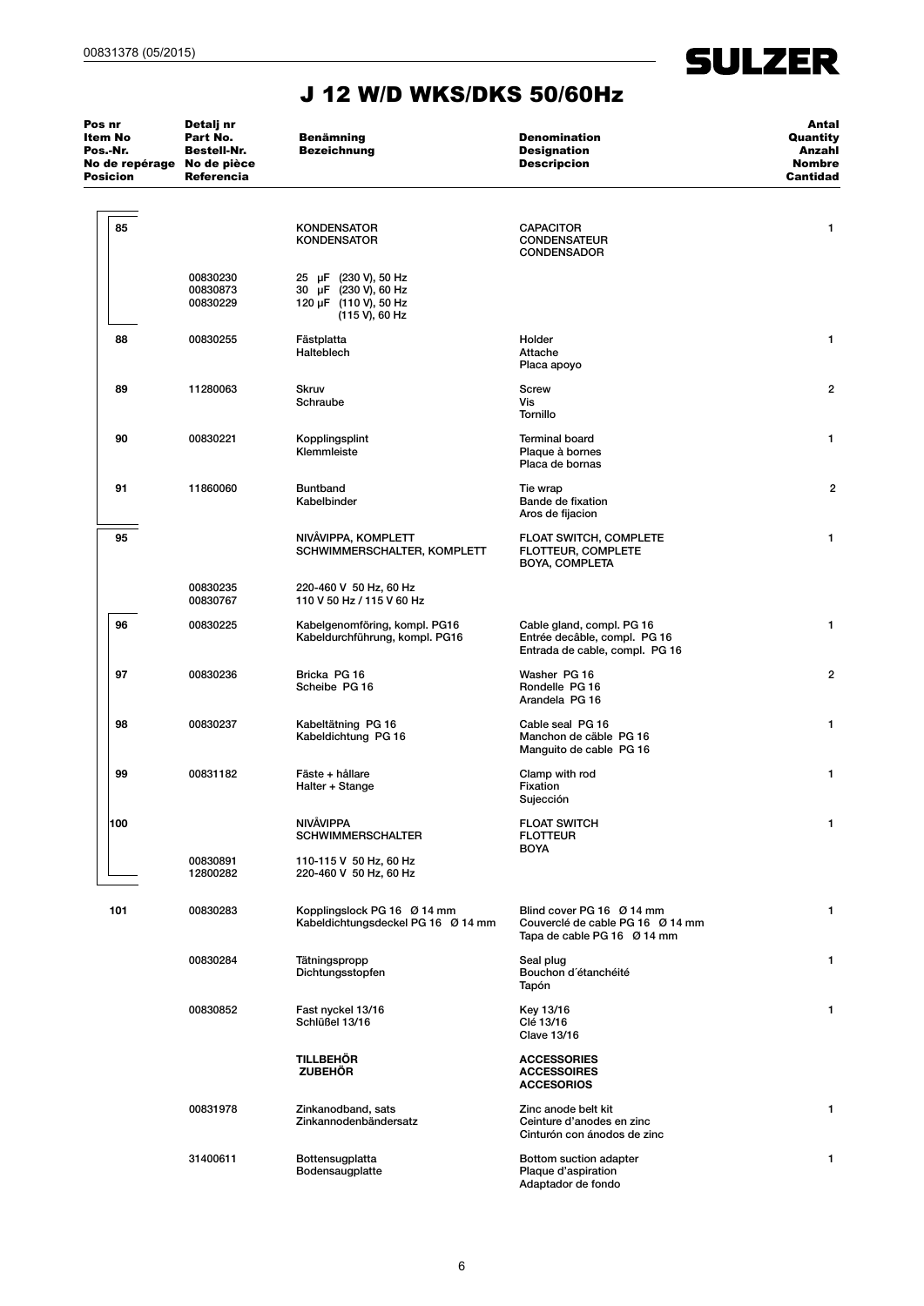# J 12 W/D WKS/DKS 50/60Hz

| Pos nr<br>Item No<br>Pos.-Nr.<br>No de repérage<br>Posicion | Detalj nr<br>Part No.<br>Bestell-Nr.<br>No de pièce<br>Referencia | Benämning<br>Bezeichnung | Denomination<br>Designation<br>Descripcion | Antal<br>Quantity<br>Anzahl<br>Nombre<br>Cantidad |
|---|---|---|---|---|
| 85 | | KONDENSATOR<br>KONDENSATOR | CAPACITOR<br>CONDENSATEUR<br>CONDENSADOR | 1 |
| | 00830230<br>00830873<br>00830229 | 25 µF (230 V), 50 Hz<br>30 µF (230 V), 60 Hz<br>120 µF (110 V), 50 Hz<br>(115 V), 60 Hz | | |
| 88 | 00830255 | Fästplatta<br>Halteblech | Holder<br>Attache<br>Placa apoyo | 1 |
| 89 | 11280063 | Skruv<br>Schraube | Screw<br>Vis<br>Tornillo | 2 |
| 90 | 00830221 | Kopplingsplint<br>Klemmleiste | Terminal board<br>Plaque à bornes<br>Placa de bornas | 1 |
| 91 | 11860060 | Buntband<br>Kabelbinder | Tie wrap<br>Bande de fixation<br>Aros de fijacion | 2 |
| 95 | | NIVÅVIPPA, KOMPLETT<br>SCHWIMMERSCHALTER, KOMPLETT | FLOAT SWITCH, COMPLETE<br>FLOTTEUR, COMPLETE<br>BOYA, COMPLETA | 1 |
| | 00830235<br>00830767 | 220-460 V 50 Hz, 60 Hz<br>110 V 50 Hz / 115 V 60 Hz | | |
| 96 | 00830225 | Kabelgenomföring, kompl. PG16<br>Kabeldurchführung, kompl. PG16 | Cable gland, compl. PG 16<br>Entrée decâble, compl. PG 16<br>Entrada de cable, compl. PG 16 | 1 |
| 97 | 00830236 | Bricka PG 16<br>Scheibe PG 16 | Washer PG 16<br>Rondelle PG 16<br>Arandela PG 16 | 2 |
| 98 | 00830237 | Kabeltätning PG 16<br>Kabeldichtung PG 16 | Cable seal PG 16<br>Manchon de câble PG 16<br>Manguito de cable PG 16 | 1 |
| 99 | 00831182 | Fäste + hållare<br>Halter + Stange | Clamp with rod<br>Fixation<br>Sujección | 1 |
| 100 | | NIVÅVIPPA<br>SCHWIMMERSCHALTER | FLOAT SWITCH<br>FLOTTEUR<br>BOYA | 1 |
| | 00830891<br>12800282 | 110-115 V 50 Hz, 60 Hz<br>220-460 V 50 Hz, 60 Hz | | |
| 101 | 00830283 | Kopplingslock PG 16 Ø 14 mm<br>Kabeldichtungsdeckel PG 16 Ø 14 mm | Blind cover PG 16 Ø 14 mm<br>Couverclé de cable PG 16 Ø 14 mm<br>Tapa de cable PG 16 Ø 14 mm | 1 |
| | 00830284 | Tätningspropp<br>Dichtungsstopfen | Seal plug<br>Bouchon d´étanchéité<br>Tapón | 1 |
| | 00830852 | Fast nyckel 13/16<br>Schlüßel 13/16 | Key 13/16<br>Clé 13/16<br>Clave 13/16 | 1 |
| | | **TILLBEHÖR**<br>**ZUBEHÖR** | **ACCESSORIES**<br>**ACCESSOIRES**<br>**ACCESORIOS** | |
| | 00831978 | Zinkanodband, sats<br>Zinkannodenbändersatz | Zinc anode belt kit<br>Ceinture d'anodes en zinc<br>Cinturón con ánodos de zinc | 1 |
| | 31400611 | Bottensugplatta<br>Bodensaugplatte | Bottom suction adapter<br>Plaque d'aspiration<br>Adaptador de fondo | 1 |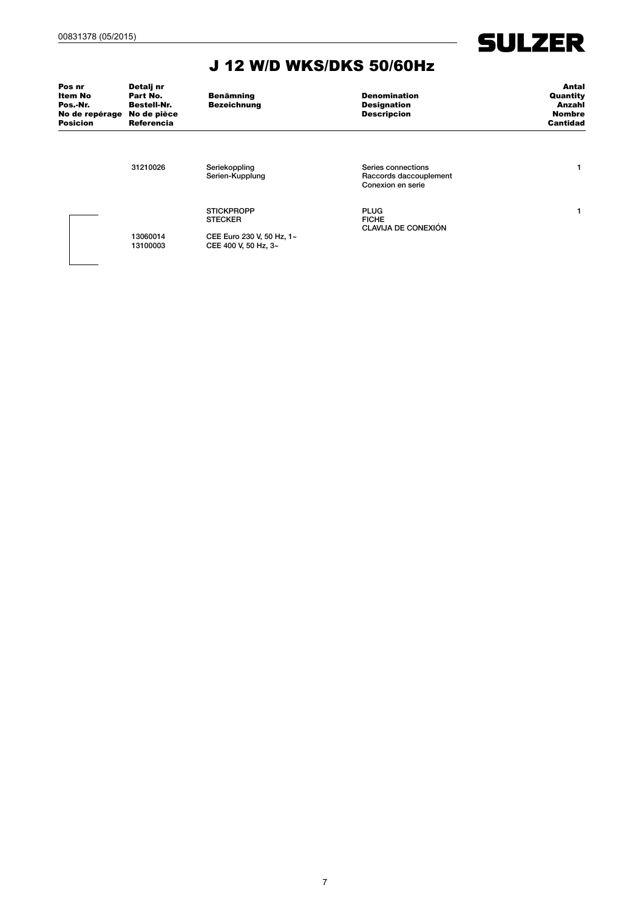# J 12 W/D WKS/DKS 50/60Hz

| Pos nr<br>Item No<br>Pos.-Nr.<br>No de repérage<br>Posicion | Detalj nr<br>Part No.<br>Bestell-Nr.<br>No de pièce<br>Referencia | Benämning<br>Bezeichnung | Denomination<br>Designation<br>Descripcion | Antal<br>Quantity<br>Anzahl<br>Nombre<br>Cantidad |
|---|---|---|---|---|
| | 31210026 | Seriekoppling<br>Serien-Kupplung | Series connections<br>Raccords daccouplement<br>Conexion en serie | 1 |
| | | STICKPROPP<br>STECKER | PLUG<br>FICHE<br>CLAVIJA DE CONEXIÓN | 1 |
| | 13060014 | CEE Euro 230 V, 50 Hz, 1~ | | |
| | 13100003 | CEE 400 V, 50 Hz, 3~ | | |